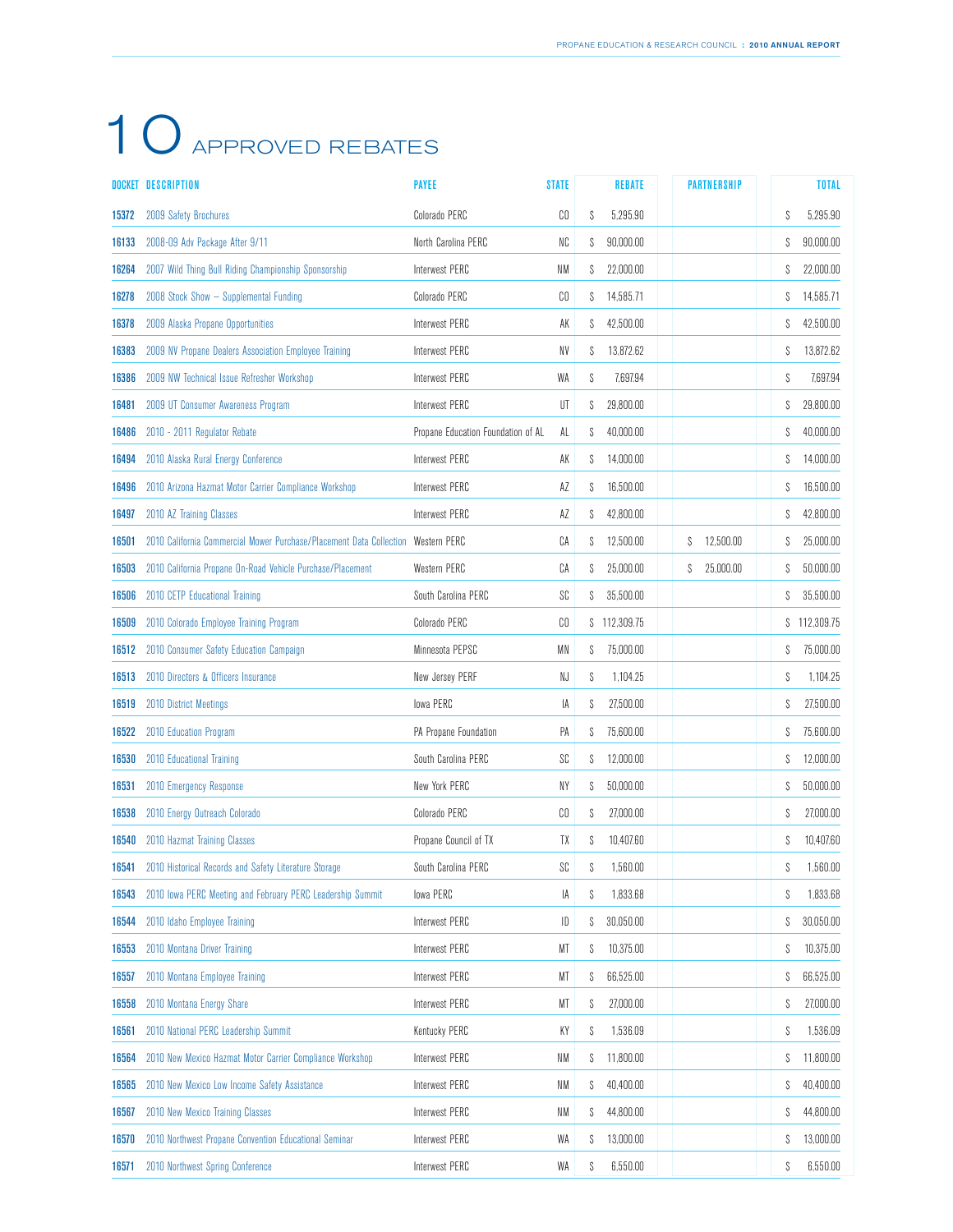# 10 APPROVED REBATES

| DOCKET | DESCRIPTION | PAYEE | STATE | REBATE | PARTNERSHIP | TOTAL |
|---|---|---|---|---|---|---|
| 15372 | 2009 Safety Brochures | Colorado PERC | CO | $ 5,295.90 | | $ 5,295.90 |
| 16133 | 2008-09 Adv Package After 9/11 | North Carolina PERC | NC | $ 90,000.00 | | $ 90,000.00 |
| 16264 | 2007 Wild Thing Bull Riding Championship Sponsorship | Interwest PERC | NM | $ 22,000.00 | | $ 22,000.00 |
| 16278 | 2008 Stock Show – Supplemental Funding | Colorado PERC | CO | $ 14,585.71 | | $ 14,585.71 |
| 16378 | 2009 Alaska Propane Opportunities | Interwest PERC | AK | $ 42,500.00 | | $ 42,500.00 |
| 16383 | 2009 NV Propane Dealers Association Employee Training | Interwest PERC | NV | $ 13,872.62 | | $ 13,872.62 |
| 16386 | 2009 NW Technical Issue Refresher Workshop | Interwest PERC | WA | $ 7,697.94 | | $ 7,697.94 |
| 16481 | 2009 UT Consumer Awareness Program | Interwest PERC | UT | $ 29,800.00 | | $ 29,800.00 |
| 16486 | 2010 - 2011 Regulator Rebate | Propane Education Foundation of AL | AL | $ 40,000.00 | | $ 40,000.00 |
| 16494 | 2010 Alaska Rural Energy Conference | Interwest PERC | AK | $ 14,000.00 | | $ 14,000.00 |
| 16496 | 2010 Arizona Hazmat Motor Carrier Compliance Workshop | Interwest PERC | AZ | $ 16,500.00 | | $ 16,500.00 |
| 16497 | 2010 AZ Training Classes | Interwest PERC | AZ | $ 42,800.00 | | $ 42,800.00 |
| 16501 | 2010 California Commercial Mower Purchase/Placement Data Collection | Western PERC | CA | $ 12,500.00 | $ 12,500.00 | $ 25,000.00 |
| 16503 | 2010 California Propane On-Road Vehicle Purchase/Placement | Western PERC | CA | $ 25,000.00 | $ 25,000.00 | $ 50,000.00 |
| 16506 | 2010 CETP Educational Training | South Carolina PERC | SC | $ 35,500.00 | | $ 35,500.00 |
| 16509 | 2010 Colorado Employee Training Program | Colorado PERC | CO | $ 112,309.75 | | $ 112,309.75 |
| 16512 | 2010 Consumer Safety Education Campaign | Minnesota PEPSC | MN | $ 75,000.00 | | $ 75,000.00 |
| 16513 | 2010 Directors & Officers Insurance | New Jersey PERF | NJ | $ 1,104.25 | | $ 1,104.25 |
| 16519 | 2010 District Meetings | Iowa PERC | IA | $ 27,500.00 | | $ 27,500.00 |
| 16522 | 2010 Education Program | PA Propane Foundation | PA | $ 75,600.00 | | $ 75,600.00 |
| 16530 | 2010 Educational Training | South Carolina PERC | SC | $ 12,000.00 | | $ 12,000.00 |
| 16531 | 2010 Emergency Response | New York PERC | NY | $ 50,000.00 | | $ 50,000.00 |
| 16538 | 2010 Energy Outreach Colorado | Colorado PERC | CO | $ 27,000.00 | | $ 27,000.00 |
| 16540 | 2010 Hazmat Training Classes | Propane Council of TX | TX | $ 10,407.60 | | $ 10,407.60 |
| 16541 | 2010 Historical Records and Safety Literature Storage | South Carolina PERC | SC | $ 1,560.00 | | $ 1,560.00 |
| 16543 | 2010 Iowa PERC Meeting and February PERC Leadership Summit | Iowa PERC | IA | $ 1,833.68 | | $ 1,833.68 |
| 16544 | 2010 Idaho Employee Training | Interwest PERC | ID | $ 30,050.00 | | $ 30,050.00 |
| 16553 | 2010 Montana Driver Training | Interwest PERC | MT | $ 10,375.00 | | $ 10,375.00 |
| 16557 | 2010 Montana Employee Training | Interwest PERC | MT | $ 66,525.00 | | $ 66,525.00 |
| 16558 | 2010 Montana Energy Share | Interwest PERC | MT | $ 27,000.00 | | $ 27,000.00 |
| 16561 | 2010 National PERC Leadership Summit | Kentucky PERC | KY | $ 1,536.09 | | $ 1,536.09 |
| 16564 | 2010 New Mexico Hazmat Motor Carrier Compliance Workshop | Interwest PERC | NM | $ 11,800.00 | | $ 11,800.00 |
| 16565 | 2010 New Mexico Low Income Safety Assistance | Interwest PERC | NM | $ 40,400.00 | | $ 40,400.00 |
| 16567 | 2010 New Mexico Training Classes | Interwest PERC | NM | $ 44,800.00 | | $ 44,800.00 |
| 16570 | 2010 Northwest Propane Convention Educational Seminar | Interwest PERC | WA | $ 13,000.00 | | $ 13,000.00 |
| 16571 | 2010 Northwest Spring Conference | Interwest PERC | WA | $ 6,550.00 | | $ 6,550.00 |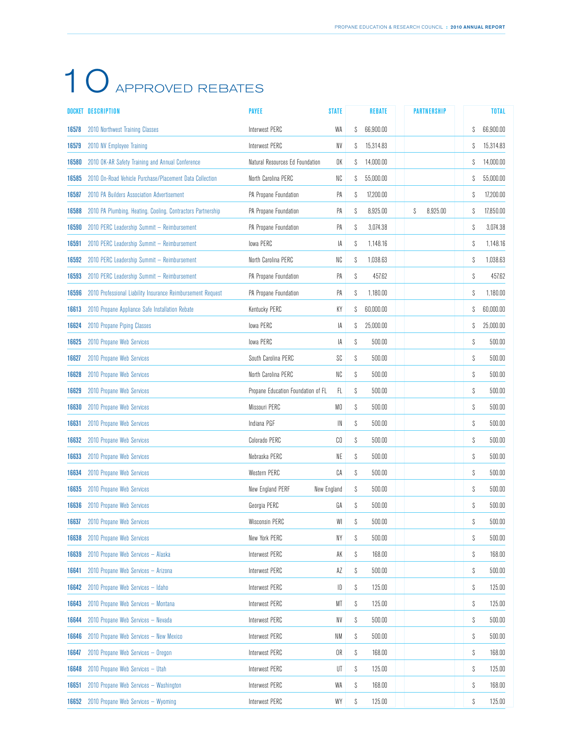# 10 APPROVED REBATES

| DOCKET | DESCRIPTION | PAYEE | STATE | REBATE | PARTNERSHIP | TOTAL |
|---|---|---|---|---|---|---|
| 16578 | 2010 Northwest Training Classes | Interwest PERC | WA | $ 66,900.00 | | $ 66,900.00 |
| 16579 | 2010 NV Employee Training | Interwest PERC | NV | $ 15,314.83 | | $ 15,314.83 |
| 16580 | 2010 OK-AR Safety Training and Annual Conference | Natural Resources Ed Foundation | OK | $ 14,000.00 | | $ 14,000.00 |
| 16585 | 2010 On-Road Vehicle Purchase/Placement Data Collection | North Carolina PERC | NC | $ 55,000.00 | | $ 55,000.00 |
| 16587 | 2010 PA Builders Association Advertisement | PA Propane Foundation | PA | $ 17,200.00 | | $ 17,200.00 |
| 16588 | 2010 PA Plumbing, Heating, Cooling, Contractors Partnership | PA Propane Foundation | PA | $ 8,925.00 | $ 8,925.00 | $ 17,850.00 |
| 16590 | 2010 PERC Leadership Summit – Reimbursement | PA Propane Foundation | PA | $ 3,074.38 | | $ 3,074.38 |
| 16591 | 2010 PERC Leadership Summit – Reimbursement | Iowa PERC | IA | $ 1,148.16 | | $ 1,148.16 |
| 16592 | 2010 PERC Leadership Summit – Reimbursement | North Carolina PERC | NC | $ 1,038.63 | | $ 1,038.63 |
| 16593 | 2010 PERC Leadership Summit – Reimbursement | PA Propane Foundation | PA | $ 457.62 | | $ 457.62 |
| 16596 | 2010 Professional Liability Insurance Reimbursement Request | PA Propane Foundation | PA | $ 1,180.00 | | $ 1,180.00 |
| 16613 | 2010 Propane Appliance Safe Installation Rebate | Kentucky PERC | KY | $ 60,000.00 | | $ 60,000.00 |
| 16624 | 2010 Propane Piping Classes | Iowa PERC | IA | $ 25,000.00 | | $ 25,000.00 |
| 16625 | 2010 Propane Web Services | Iowa PERC | IA | $ 500.00 | | $ 500.00 |
| 16627 | 2010 Propane Web Services | South Carolina PERC | SC | $ 500.00 | | $ 500.00 |
| 16628 | 2010 Propane Web Services | North Carolina PERC | NC | $ 500.00 | | $ 500.00 |
| 16629 | 2010 Propane Web Services | Propane Education Foundation of FL | FL | $ 500.00 | | $ 500.00 |
| 16630 | 2010 Propane Web Services | Missouri PERC | MO | $ 500.00 | | $ 500.00 |
| 16631 | 2010 Propane Web Services | Indiana PGF | IN | $ 500.00 | | $ 500.00 |
| 16632 | 2010 Propane Web Services | Colorado PERC | CO | $ 500.00 | | $ 500.00 |
| 16633 | 2010 Propane Web Services | Nebraska PERC | NE | $ 500.00 | | $ 500.00 |
| 16634 | 2010 Propane Web Services | Western PERC | CA | $ 500.00 | | $ 500.00 |
| 16635 | 2010 Propane Web Services | New England PERF | New England | $ 500.00 | | $ 500.00 |
| 16636 | 2010 Propane Web Services | Georgia PERC | GA | $ 500.00 | | $ 500.00 |
| 16637 | 2010 Propane Web Services | Wisconsin PERC | WI | $ 500.00 | | $ 500.00 |
| 16638 | 2010 Propane Web Services | New York PERC | NY | $ 500.00 | | $ 500.00 |
| 16639 | 2010 Propane Web Services – Alaska | Interwest PERC | AK | $ 168.00 | | $ 168.00 |
| 16641 | 2010 Propane Web Services – Arizona | Interwest PERC | AZ | $ 500.00 | | $ 500.00 |
| 16642 | 2010 Propane Web Services – Idaho | Interwest PERC | ID | $ 125.00 | | $ 125.00 |
| 16643 | 2010 Propane Web Services – Montana | Interwest PERC | MT | $ 125.00 | | $ 125.00 |
| 16644 | 2010 Propane Web Services – Nevada | Interwest PERC | NV | $ 500.00 | | $ 500.00 |
| 16646 | 2010 Propane Web Services – New Mexico | Interwest PERC | NM | $ 500.00 | | $ 500.00 |
| 16647 | 2010 Propane Web Services – Oregon | Interwest PERC | OR | $ 168.00 | | $ 168.00 |
| 16648 | 2010 Propane Web Services – Utah | Interwest PERC | UT | $ 125.00 | | $ 125.00 |
| 16651 | 2010 Propane Web Services – Washington | Interwest PERC | WA | $ 168.00 | | $ 168.00 |
| 16652 | 2010 Propane Web Services – Wyoming | Interwest PERC | WY | $ 125.00 | | $ 125.00 |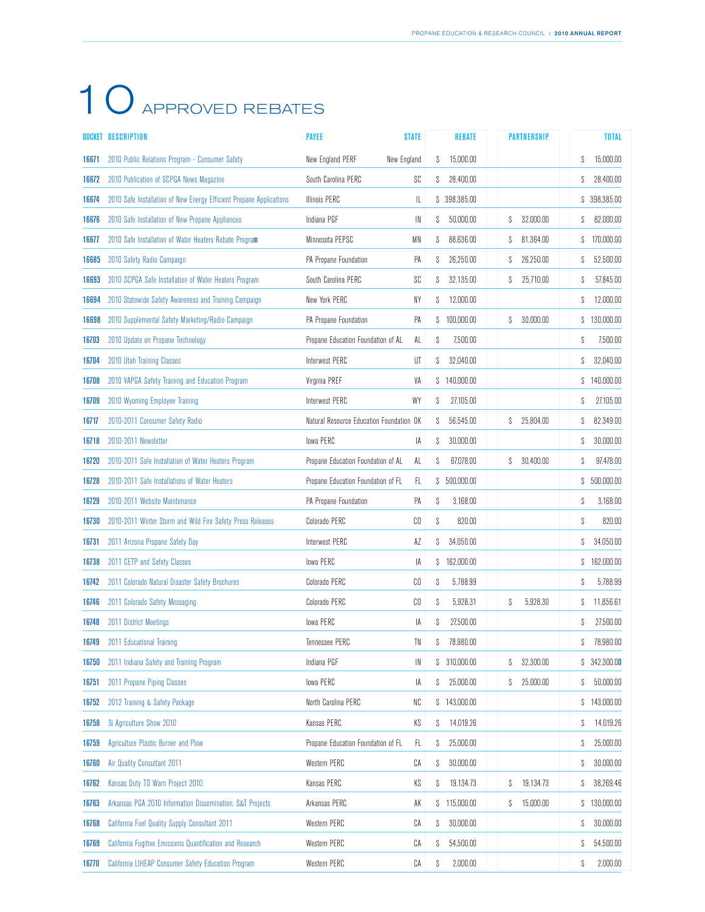# 10 APPROVED REBATES

| DOCKET | DESCRIPTION | PAYEE | STATE | REBATE | PARTNERSHIP | TOTAL |
|---|---|---|---|---|---|---|
| 16671 | 2010 Public Relations Program - Consumer Safety | New England PERF | New England | $ 15,000.00 | | $ 15,000.00 |
| 16672 | 2010 Publication of SCPGA News Magazine | South Carolina PERC | SC | $ 28,400.00 | | $ 28,400.00 |
| 16674 | 2010 Safe Installation of New Energy Efficient Propane Applications | Illinois PERC | IL | $ 398,385.00 | | $ 398,385.00 |
| 16676 | 2010 Safe Installation of New Propane Appliances | Indiana PGF | IN | $ 50,000.00 | $ 32,000.00 | $ 82,000.00 |
| 16677 | 2010 Safe Installation of Water Heaters Rebate Program | Minnesota PEPSC | MN | $ 88,636.00 | $ 81,364.00 | $ 170,000.00 |
| 16685 | 2010 Safety Radio Campaign | PA Propane Foundation | PA | $ 26,250.00 | $ 26,250.00 | $ 52,500.00 |
| 16693 | 2010 SCPGA Safe Installation of Water Heaters Program | South Carolina PERC | SC | $ 32,135.00 | $ 25,710.00 | $ 57,845.00 |
| 16694 | 2010 Statewide Safety Awareness and Training Campaign | New York PERC | NY | $ 12,000.00 | | $ 12,000.00 |
| 16698 | 2010 Supplemental Safety Marketing/Radio Campaign | PA Propane Foundation | PA | $ 100,000.00 | $ 30,000.00 | $ 130,000.00 |
| 16703 | 2010 Update on Propane Technology | Propane Education Foundation of AL | AL | $ 7,500.00 | | $ 7,500.00 |
| 16704 | 2010 Utah Training Classes | Interwest PERC | UT | $ 32,040.00 | | $ 32,040.00 |
| 16708 | 2010 VAPGA Safety Training and Education Program | Virginia PREF | VA | $ 140,000.00 | | $ 140,000.00 |
| 16709 | 2010 Wyoming Employee Training | Interwest PERC | WY | $ 27,105.00 | | $ 27,105.00 |
| 16717 | 2010-2011 Consumer Safety Radio | Natural Resource Education Foundation | OK | $ 56,545.00 | $ 25,804.00 | $ 82,349.00 |
| 16718 | 2010-2011 Newsletter | Iowa PERC | IA | $ 30,000.00 | | $ 30,000.00 |
| 16720 | 2010-2011 Safe Installation of Water Heaters Program | Propane Education Foundation of AL | AL | $ 67,078.00 | $ 30,400.00 | $ 97,478.00 |
| 16728 | 2010-2011 Safe Installations of Water Heaters | Propane Education Foundation of FL | FL | $ 500,000.00 | | $ 500,000.00 |
| 16729 | 2010-2011 Website Maintenance | PA Propane Foundation | PA | $ 3,168.00 | | $ 3,168.00 |
| 16730 | 2010-2011 Winter Storm and Wild Fire Safety Press Releases | Colorado PERC | CO | $ 820.00 | | $ 820.00 |
| 16731 | 2011 Arizona Propane Safety Day | Interwest PERC | AZ | $ 34,050.00 | | $ 34,050.00 |
| 16738 | 2011 CETP and Safety Classes | Iowa PERC | IA | $ 162,000.00 | | $ 162,000.00 |
| 16742 | 2011 Colorado Natural Disaster Safety Brochures | Colorado PERC | CO | $ 5,788.99 | | $ 5,788.99 |
| 16746 | 2011 Colorado Safety Messaging | Colorado PERC | CO | $ 5,928.31 | $ 5,928.30 | $ 11,856.61 |
| 16748 | 2011 District Meetings | Iowa PERC | IA | $ 27,500.00 | | $ 27,500.00 |
| 16749 | 2011 Educational Training | Tennessee PERC | TN | $ 78,980.00 | | $ 78,980.00 |
| 16750 | 2011 Indiana Safety and Training Program | Indiana PGF | IN | $ 310,000.00 | $ 32,300.00 | $ 342,300.00 |
| 16751 | 2011 Propane Piping Classes | Iowa PERC | IA | $ 25,000.00 | $ 25,000.00 | $ 50,000.00 |
| 16752 | 2012 Training & Safety Package | North Carolina PERC | NC | $ 143,000.00 | | $ 143,000.00 |
| 16758 | 3i Agriculture Show 2010 | Kansas PERC | KS | $ 14,019.26 | | $ 14,019.26 |
| 16759 | Agriculture Plastic Burner and Plow | Propane Education Foundation of FL | FL | $ 25,000.00 | | $ 25,000.00 |
| 16760 | Air Quality Consultant 2011 | Western PERC | CA | $ 30,000.00 | | $ 30,000.00 |
| 16762 | Kansas Duty TO Warn Project 2010 | Kansas PERC | KS | $ 19,134.73 | $ 19,134.73 | $ 38,269.46 |
| 16763 | Arkansas PGA 2010 Information Dissemination, S&T Projects | Arkansas PERC | AK | $ 115,000.00 | $ 15,000.00 | $ 130,000.00 |
| 16768 | California Fuel Quality Supply Consultant 2011 | Western PERC | CA | $ 30,000.00 | | $ 30,000.00 |
| 16769 | California Fugitive Emissions Quantification and Research | Western PERC | CA | $ 54,500.00 | | $ 54,500.00 |
| 16770 | California LIHEAP Consumer Safety Education Program | Western PERC | CA | $ 2,000.00 | | $ 2,000.00 |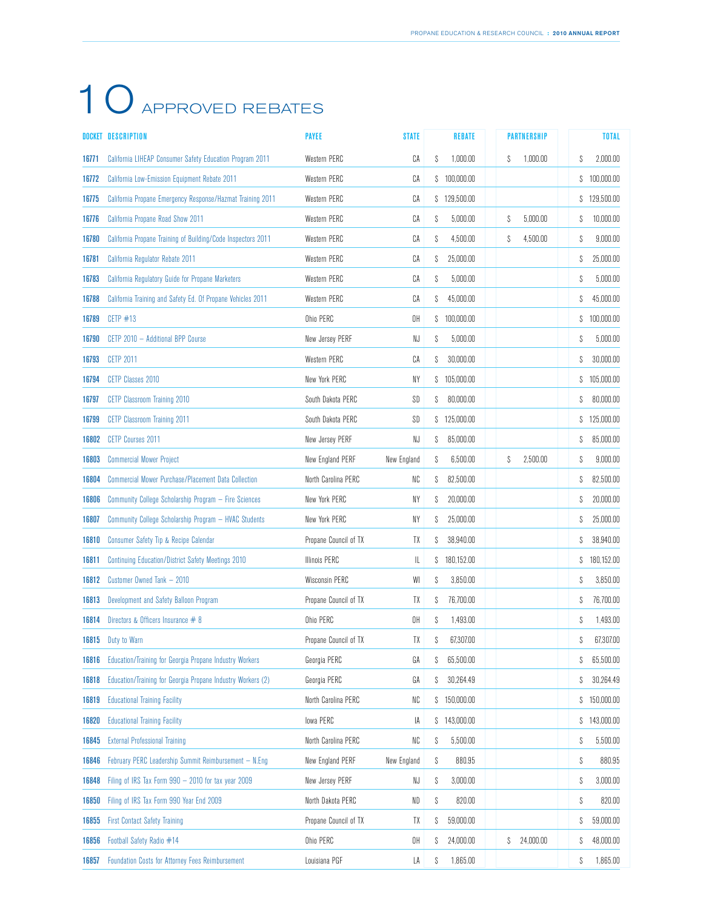# 10 APPROVED REBATES

| DOCKET | DESCRIPTION | PAYEE | STATE | REBATE | PARTNERSHIP | TOTAL |
|---|---|---|---|---|---|---|
| 16771 | California LIHEAP Consumer Safety Education Program 2011 | Western PERC | CA | $ 1,000.00 | $ 1,000.00 | $ 2,000.00 |
| 16772 | California Low-Emission Equipment Rebate 2011 | Western PERC | CA | $ 100,000.00 | | $ 100,000.00 |
| 16775 | California Propane Emergency Response/Hazmat Training 2011 | Western PERC | CA | $ 129,500.00 | | $ 129,500.00 |
| 16776 | California Propane Road Show 2011 | Western PERC | CA | $ 5,000.00 | $ 5,000.00 | $ 10,000.00 |
| 16780 | California Propane Training of Building/Code Inspectors 2011 | Western PERC | CA | $ 4,500.00 | $ 4,500.00 | $ 9,000.00 |
| 16781 | California Regulator Rebate 2011 | Western PERC | CA | $ 25,000.00 | | $ 25,000.00 |
| 16783 | California Regulatory Guide for Propane Marketers | Western PERC | CA | $ 5,000.00 | | $ 5,000.00 |
| 16788 | California Training and Safety Ed. Of Propane Vehicles 2011 | Western PERC | CA | $ 45,000.00 | | $ 45,000.00 |
| 16789 | CETP #13 | Ohio PERC | OH | $ 100,000.00 | | $ 100,000.00 |
| 16790 | CETP 2010 – Additional BPP Course | New Jersey PERF | NJ | $ 5,000.00 | | $ 5,000.00 |
| 16793 | CETP 2011 | Western PERC | CA | $ 30,000.00 | | $ 30,000.00 |
| 16794 | CETP Classes 2010 | New York PERC | NY | $ 105,000.00 | | $ 105,000.00 |
| 16797 | CETP Classroom Training 2010 | South Dakota PERC | SD | $ 80,000.00 | | $ 80,000.00 |
| 16799 | CETP Classroom Training 2011 | South Dakota PERC | SD | $ 125,000.00 | | $ 125,000.00 |
| 16802 | CETP Courses 2011 | New Jersey PERF | NJ | $ 85,000.00 | | $ 85,000.00 |
| 16803 | Commercial Mower Project | New England PERF | New England | $ 6,500.00 | $ 2,500.00 | $ 9,000.00 |
| 16804 | Commercial Mower Purchase/Placement Data Collection | North Carolina PERC | NC | $ 82,500.00 | | $ 82,500.00 |
| 16806 | Community College Scholarship Program – Fire Sciences | New York PERC | NY | $ 20,000.00 | | $ 20,000.00 |
| 16807 | Community College Scholarship Program – HVAC Students | New York PERC | NY | $ 25,000.00 | | $ 25,000.00 |
| 16810 | Consumer Safety Tip & Recipe Calendar | Propane Council of TX | TX | $ 38,940.00 | | $ 38,940.00 |
| 16811 | Continuing Education/District Safety Meetings 2010 | Illinois PERC | IL | $ 180,152.00 | | $ 180,152.00 |
| 16812 | Customer Owned Tank – 2010 | Wisconsin PERC | WI | $ 3,850.00 | | $ 3,850.00 |
| 16813 | Development and Safety Balloon Program | Propane Council of TX | TX | $ 76,700.00 | | $ 76,700.00 |
| 16814 | Directors & Officers Insurance # 8 | Ohio PERC | OH | $ 1,493.00 | | $ 1,493.00 |
| 16815 | Duty to Warn | Propane Council of TX | TX | $ 67,307.00 | | $ 67,307.00 |
| 16816 | Education/Training for Georgia Propane Industry Workers | Georgia PERC | GA | $ 65,500.00 | | $ 65,500.00 |
| 16818 | Education/Training for Georgia Propane Industry Workers (2) | Georgia PERC | GA | $ 30,264.49 | | $ 30,264.49 |
| 16819 | Educational Training Facility | North Carolina PERC | NC | $ 150,000.00 | | $ 150,000.00 |
| 16820 | Educational Training Facility | Iowa PERC | IA | $ 143,000.00 | | $ 143,000.00 |
| 16845 | External Professional Training | North Carolina PERC | NC | $ 5,500.00 | | $ 5,500.00 |
| 16846 | February PERC Leadership Summit Reimbursement – N.Eng | New England PERF | New England | $ 880.95 | | $ 880.95 |
| 16848 | Filing of IRS Tax Form 990 – 2010 for tax year 2009 | New Jersey PERF | NJ | $ 3,000.00 | | $ 3,000.00 |
| 16850 | Filing of IRS Tax Form 990 Year End 2009 | North Dakota PERC | ND | $ 820.00 | | $ 820.00 |
| 16855 | First Contact Safety Training | Propane Council of TX | TX | $ 59,000.00 | | $ 59,000.00 |
| 16856 | Football Safety Radio #14 | Ohio PERC | OH | $ 24,000.00 | $ 24,000.00 | $ 48,000.00 |
| 16857 | Foundation Costs for Attorney Fees Reimbursement | Louisiana PGF | LA | $ 1,865.00 | | $ 1,865.00 |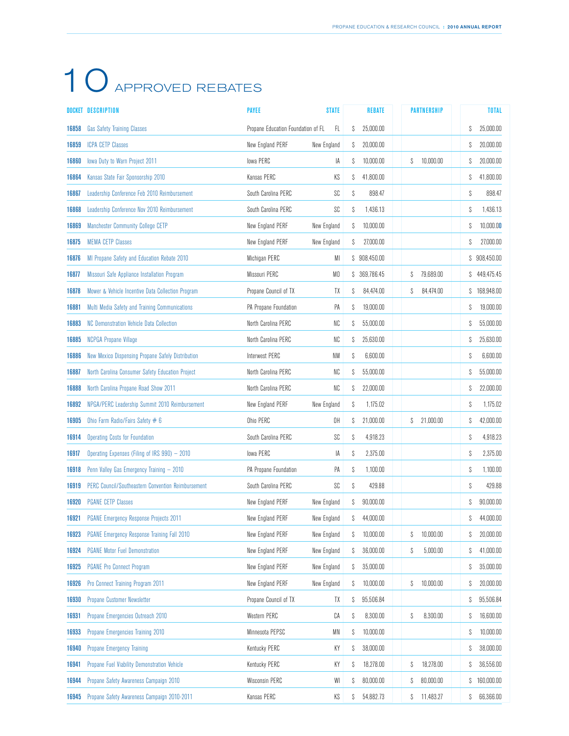# 10 APPROVED REBATES

| DOCKET | DESCRIPTION | PAYEE | STATE | REBATE | PARTNERSHIP | TOTAL |
|---|---|---|---|---|---|---|
| 16858 | Gas Safety Training Classes | Propane Education Foundation of FL | FL | $ 25,000.00 | | $ 25,000.00 |
| 16859 | ICPA CETP Classes | New England PERF | New England | $ 20,000.00 | | $ 20,000.00 |
| 16860 | Iowa Duty to Warn Project 2011 | Iowa PERC | IA | $ 10,000.00 | $ 10,000.00 | $ 20,000.00 |
| 16864 | Kansas State Fair Sponsorship 2010 | Kansas PERC | KS | $ 41,800.00 | | $ 41,800.00 |
| 16867 | Leadership Conference Feb 2010 Reimbursement | South Carolina PERC | SC | $ 898.47 | | $ 898.47 |
| 16868 | Leadership Conference Nov 2010 Reimbursement | South Carolina PERC | SC | $ 1,436.13 | | $ 1,436.13 |
| 16869 | Manchester Community College CETP | New England PERF | New England | $ 10,000.00 | | $ 10,000.00 |
| 16875 | MEMA CETP Classes | New England PERF | New England | $ 27,000.00 | | $ 27,000.00 |
| 16876 | MI Propane Safety and Education Rebate 2010 | Michigan PERC | MI | $ 908,450.00 | | $ 908,450.00 |
| 16877 | Missouri Safe Appliance Installation Program | Missouri PERC | MO | $ 369,786.45 | $ 79,689.00 | $ 449,475.45 |
| 16878 | Mower & Vehicle Incentive Data Collection Program | Propane Council of TX | TX | $ 84,474.00 | $ 84,474.00 | $ 168,948.00 |
| 16881 | Multi Media Safety and Training Communications | PA Propane Foundation | PA | $ 19,000.00 | | $ 19,000.00 |
| 16883 | NC Demonstration Vehicle Data Collection | North Carolina PERC | NC | $ 55,000.00 | | $ 55,000.00 |
| 16885 | NCPGA Propane Village | North Carolina PERC | NC | $ 25,630.00 | | $ 25,630.00 |
| 16886 | New Mexico Dispensing Propane Safely Distribution | Interwest PERC | NM | $ 6,600.00 | | $ 6,600.00 |
| 16887 | North Carolina Consumer Safety Education Project | North Carolina PERC | NC | $ 55,000.00 | | $ 55,000.00 |
| 16888 | North Carolina Propane Road Show 2011 | North Carolina PERC | NC | $ 22,000.00 | | $ 22,000.00 |
| 16892 | NPGA/PERC Leadership Summit 2010 Reimbursement | New England PERF | New England | $ 1,175.02 | | $ 1,175.02 |
| 16905 | Ohio Farm Radio/Fairs Safety # 6 | Ohio PERC | OH | $ 21,000.00 | $ 21,000.00 | $ 42,000.00 |
| 16914 | Operating Costs for Foundation | South Carolina PERC | SC | $ 4,918.23 | | $ 4,918.23 |
| 16917 | Operating Expenses (Filing of IRS 990) – 2010 | Iowa PERC | IA | $ 2,375.00 | | $ 2,375.00 |
| 16918 | Penn Valley Gas Emergency Training – 2010 | PA Propane Foundation | PA | $ 1,100.00 | | $ 1,100.00 |
| 16919 | PERC Council/Southeastern Convention Reimbursement | South Carolina PERC | SC | $ 429.88 | | $ 429.88 |
| 16920 | PGANE CETP Classes | New England PERF | New England | $ 90,000.00 | | $ 90,000.00 |
| 16921 | PGANE Emergency Response Projects 2011 | New England PERF | New England | $ 44,000.00 | | $ 44,000.00 |
| 16923 | PGANE Emergency Response Training Fall 2010 | New England PERF | New England | $ 10,000.00 | $ 10,000.00 | $ 20,000.00 |
| 16924 | PGANE Motor Fuel Demonstration | New England PERF | New England | $ 36,000.00 | $ 5,000.00 | $ 41,000.00 |
| 16925 | PGANE Pro Connect Program | New England PERF | New England | $ 35,000.00 | | $ 35,000.00 |
| 16926 | Pro Connect Training Program 2011 | New England PERF | New England | $ 10,000.00 | $ 10,000.00 | $ 20,000.00 |
| 16930 | Propane Customer Newsletter | Propane Council of TX | TX | $ 95,506.84 | | $ 95,506.84 |
| 16931 | Propane Emergencies Outreach 2010 | Western PERC | CA | $ 8,300.00 | $ 8,300.00 | $ 16,600.00 |
| 16933 | Propane Emergencies Training 2010 | Minnesota PEPSC | MN | $ 10,000.00 | | $ 10,000.00 |
| 16940 | Propane Emergency Training | Kentucky PERC | KY | $ 38,000.00 | | $ 38,000.00 |
| 16941 | Propane Fuel Viability Demonstration Vehicle | Kentucky PERC | KY | $ 18,278.00 | $ 18,278.00 | $ 36,556.00 |
| 16944 | Propane Safety Awareness Campaign 2010 | Wisconsin PERC | WI | $ 80,000.00 | $ 80,000.00 | $ 160,000.00 |
| 16945 | Propane Safety Awareness Campaign 2010-2011 | Kansas PERC | KS | $ 54,882.73 | $ 11,483.27 | $ 66,366.00 |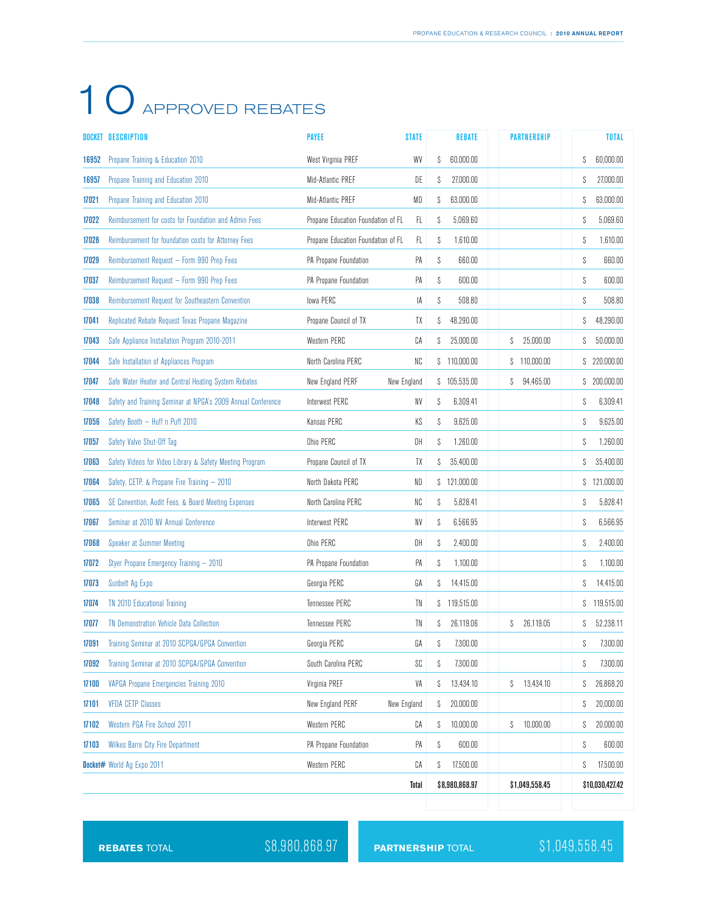# 10 APPROVED REBATES

| DOCKET | DESCRIPTION | PAYEE | STATE | REBATE | PARTNERSHIP | TOTAL |
|---|---|---|---|---|---|---|
| 16952 | Propane Training & Education 2010 | West Virginia PREF | WV | $ 60,000.00 | | $ 60,000.00 |
| 16957 | Propane Training and Education 2010 | Mid-Atlantic PREF | DE | $ 27,000.00 | | $ 27,000.00 |
| 17021 | Propane Training and Education 2010 | Mid-Atlantic PREF | MD | $ 63,000.00 | | $ 63,000.00 |
| 17022 | Reimbursement for costs for Foundation and Admin Fees | Propane Education Foundation of FL | FL | $ 5,069.60 | | $ 5,069.60 |
| 17028 | Reimbursement for foundation costs for Attorney Fees | Propane Education Foundation of FL | FL | $ 1,610.00 | | $ 1,610.00 |
| 17029 | Reimbursement Request – Form 990 Prep Fees | PA Propane Foundation | PA | $ 660.00 | | $ 660.00 |
| 17037 | Reimbursement Request – Form 990 Prep Fees | PA Propane Foundation | PA | $ 600.00 | | $ 600.00 |
| 17038 | Reimbursement Request for Southeastern Convention | Iowa PERC | IA | $ 508.80 | | $ 508.80 |
| 17041 | Replicated Rebate Request Texas Propane Magazine | Propane Council of TX | TX | $ 48,290.00 | | $ 48,290.00 |
| 17043 | Safe Appliance Installation Program 2010-2011 | Western PERC | CA | $ 25,000.00 | $ 25,000.00 | $ 50,000.00 |
| 17044 | Safe Installation of Appliances Program | North Carolina PERC | NC | $ 110,000.00 | $ 110,000.00 | $ 220,000.00 |
| 17047 | Safe Water Heater and Central Heating System Rebates | New England PERF | New England | $ 105,535.00 | $ 94,465.00 | $ 200,000.00 |
| 17048 | Safety and Training Seminar at NPGA's 2009 Annual Conference | Interwest PERC | NV | $ 6,309.41 | | $ 6,309.41 |
| 17056 | Safety Booth – Huff n Puff 2010 | Kansas PERC | KS | $ 9,625.00 | | $ 9,625.00 |
| 17057 | Safety Valve Shut-Off Tag | Ohio PERC | OH | $ 1,260.00 | | $ 1,260.00 |
| 17063 | Safety Videos for Video Library & Safety Meeting Program | Propane Council of TX | TX | $ 35,400.00 | | $ 35,400.00 |
| 17064 | Safety, CETP, & Propane Fire Training – 2010 | North Dakota PERC | ND | $ 121,000.00 | | $ 121,000.00 |
| 17065 | SE Convention, Audit Fees, & Board Meeting Expenses | North Carolina PERC | NC | $ 5,828.41 | | $ 5,828.41 |
| 17067 | Seminar at 2010 NV Annual Conference | Interwest PERC | NV | $ 6,566.95 | | $ 6,566.95 |
| 17068 | Speaker at Summer Meeting | Ohio PERC | OH | $ 2,400.00 | | $ 2,400.00 |
| 17072 | Styer Propane Emergency Training – 2010 | PA Propane Foundation | PA | $ 1,100.00 | | $ 1,100.00 |
| 17073 | Sunbelt Ag Expo | Georgia PERC | GA | $ 14,415.00 | | $ 14,415.00 |
| 17074 | TN 2010 Educational Training | Tennessee PERC | TN | $ 119,515.00 | | $ 119,515.00 |
| 17077 | TN Demonstration Vehicle Data Collection | Tennessee PERC | TN | $ 26,119.06 | $ 26,119.05 | $ 52,238.11 |
| 17091 | Training Seminar at 2010 SCPGA/GPGA Convention | Georgia PERC | GA | $ 7,300.00 | | $ 7,300.00 |
| 17092 | Training Seminar at 2010 SCPGA/GPGA Convention | South Carolina PERC | SC | $ 7,300.00 | | $ 7,300.00 |
| 17100 | VAPGA Propane Emergencies Training 2010 | Virginia PREF | VA | $ 13,434.10 | $ 13,434.10 | $ 26,868.20 |
| 17101 | VFDA CETP Classes | New England PERF | New England | $ 20,000.00 | | $ 20,000.00 |
| 17102 | Western PGA Fire School 2011 | Western PERC | CA | $ 10,000.00 | $ 10,000.00 | $ 20,000.00 |
| 17103 | Wilkes Barre City Fire Department | PA Propane Foundation | PA | $ 600.00 | | $ 600.00 |
| Docket# | World Ag Expo 2011 | Western PERC | CA | $ 17,500.00 | | $ 17,500.00 |
| | | | Total | $8,980,868.97 | $1,049,558.45 | $10,030,427.42 |

**REBATES** TOTAL $8,980,868.97

**PARTNERSHIP** TOTAL $1,049,558.45